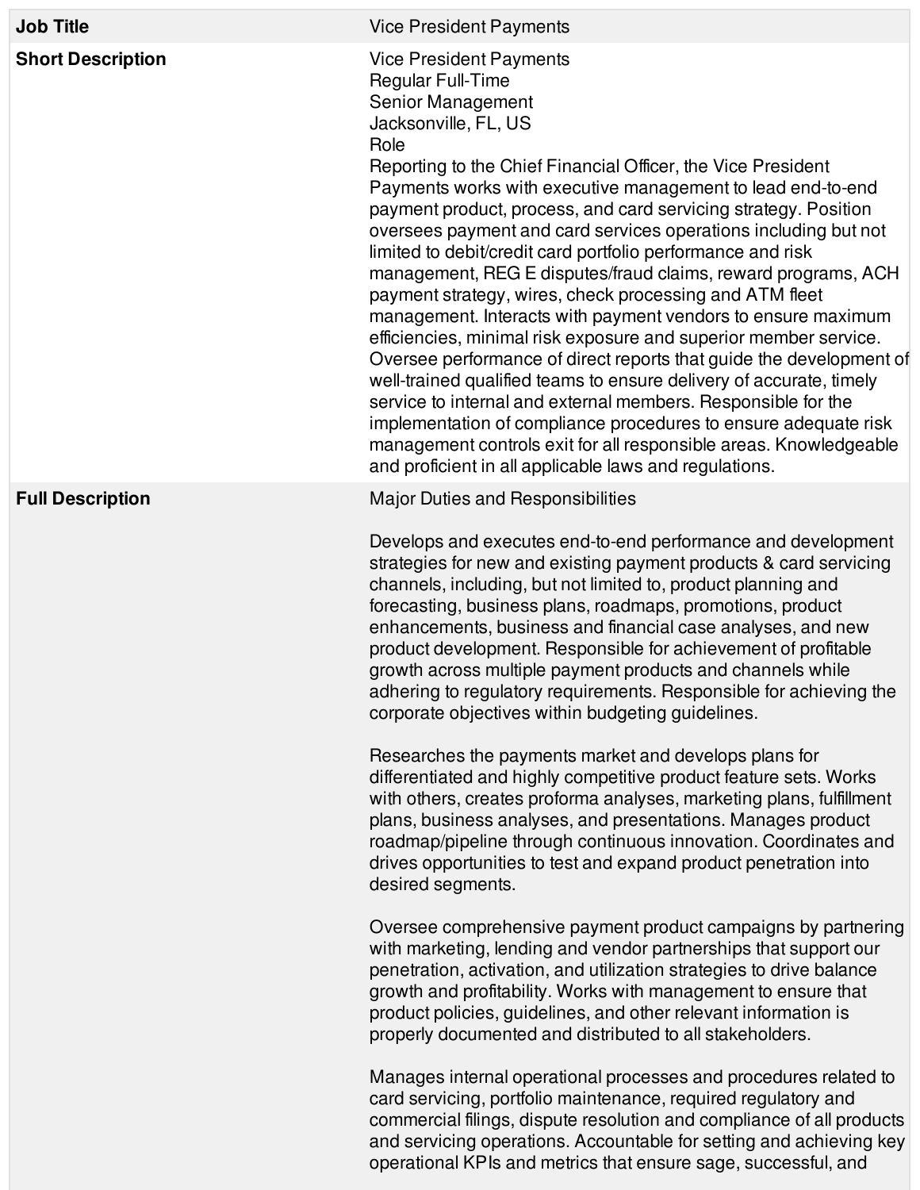| Job Title | Vice President Payments |
| --- | --- |
| **Short Description** | Vice President Payments<br>Regular Full-Time<br>Senior Management<br>Jacksonville, FL, US<br>Role<br>Reporting to the Chief Financial Officer, the Vice President Payments works with executive management to lead end-to-end payment product, process, and card servicing strategy. Position oversees payment and card services operations including but not limited to debit/credit card portfolio performance and risk management, REG E disputes/fraud claims, reward programs, ACH payment strategy, wires, check processing and ATM fleet management. Interacts with payment vendors to ensure maximum efficiencies, minimal risk exposure and superior member service. Oversee performance of direct reports that guide the development of well-trained qualified teams to ensure delivery of accurate, timely service to internal and external members. Responsible for the implementation of compliance procedures to ensure adequate risk management controls exit for all responsible areas. Knowledgeable and proficient in all applicable laws and regulations. |
| **Full Description** | Major Duties and Responsibilities<br><br>Develops and executes end-to-end performance and development strategies for new and existing payment products & card servicing channels, including, but not limited to, product planning and forecasting, business plans, roadmaps, promotions, product enhancements, business and financial case analyses, and new product development. Responsible for achievement of profitable growth across multiple payment products and channels while adhering to regulatory requirements. Responsible for achieving the corporate objectives within budgeting guidelines.<br><br>Researches the payments market and develops plans for differentiated and highly competitive product feature sets. Works with others, creates proforma analyses, marketing plans, fulfillment plans, business analyses, and presentations. Manages product roadmap/pipeline through continuous innovation. Coordinates and drives opportunities to test and expand product penetration into desired segments.<br><br>Oversee comprehensive payment product campaigns by partnering with marketing, lending and vendor partnerships that support our penetration, activation, and utilization strategies to drive balance growth and profitability. Works with management to ensure that product policies, guidelines, and other relevant information is properly documented and distributed to all stakeholders.<br><br>Manages internal operational processes and procedures related to card servicing, portfolio maintenance, required regulatory and commercial filings, dispute resolution and compliance of all products and servicing operations. Accountable for setting and achieving key operational KPIs and metrics that ensure sage, successful, and |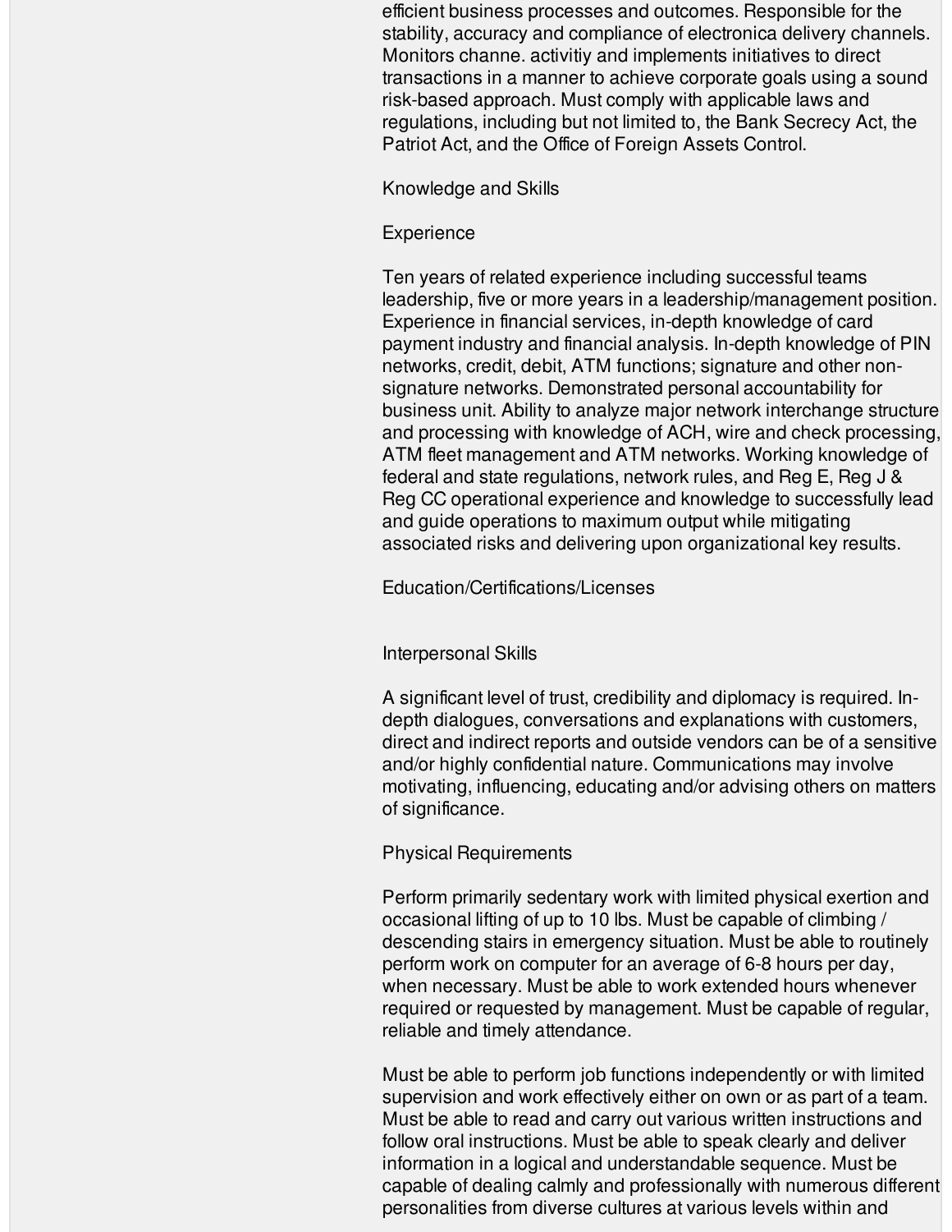efficient business processes and outcomes. Responsible for the stability, accuracy and compliance of electronica delivery channels. Monitors channe. activitiy and implements initiatives to direct transactions in a manner to achieve corporate goals using a sound risk-based approach. Must comply with applicable laws and regulations, including but not limited to, the Bank Secrecy Act, the Patriot Act, and the Office of Foreign Assets Control.

## Knowledge and Skills

### Experience

Ten years of related experience including successful teams leadership, five or more years in a leadership/management position. Experience in financial services, in-depth knowledge of card payment industry and financial analysis. In-depth knowledge of PIN networks, credit, debit, ATM functions; signature and other non-signature networks. Demonstrated personal accountability for business unit. Ability to analyze major network interchange structure and processing with knowledge of ACH, wire and check processing, ATM fleet management and ATM networks. Working knowledge of federal and state regulations, network rules, and Reg E, Reg J & Reg CC operational experience and knowledge to successfully lead and guide operations to maximum output while mitigating associated risks and delivering upon organizational key results.

### Education/Certifications/Licenses

### Interpersonal Skills

A significant level of trust, credibility and diplomacy is required. In-depth dialogues, conversations and explanations with customers, direct and indirect reports and outside vendors can be of a sensitive and/or highly confidential nature. Communications may involve motivating, influencing, educating and/or advising others on matters of significance.

### Physical Requirements

Perform primarily sedentary work with limited physical exertion and occasional lifting of up to 10 lbs. Must be capable of climbing / descending stairs in emergency situation. Must be able to routinely perform work on computer for an average of 6-8 hours per day, when necessary. Must be able to work extended hours whenever required or requested by management. Must be capable of regular, reliable and timely attendance.

Must be able to perform job functions independently or with limited supervision and work effectively either on own or as part of a team. Must be able to read and carry out various written instructions and follow oral instructions. Must be able to speak clearly and deliver information in a logical and understandable sequence. Must be capable of dealing calmly and professionally with numerous different personalities from diverse cultures at various levels within and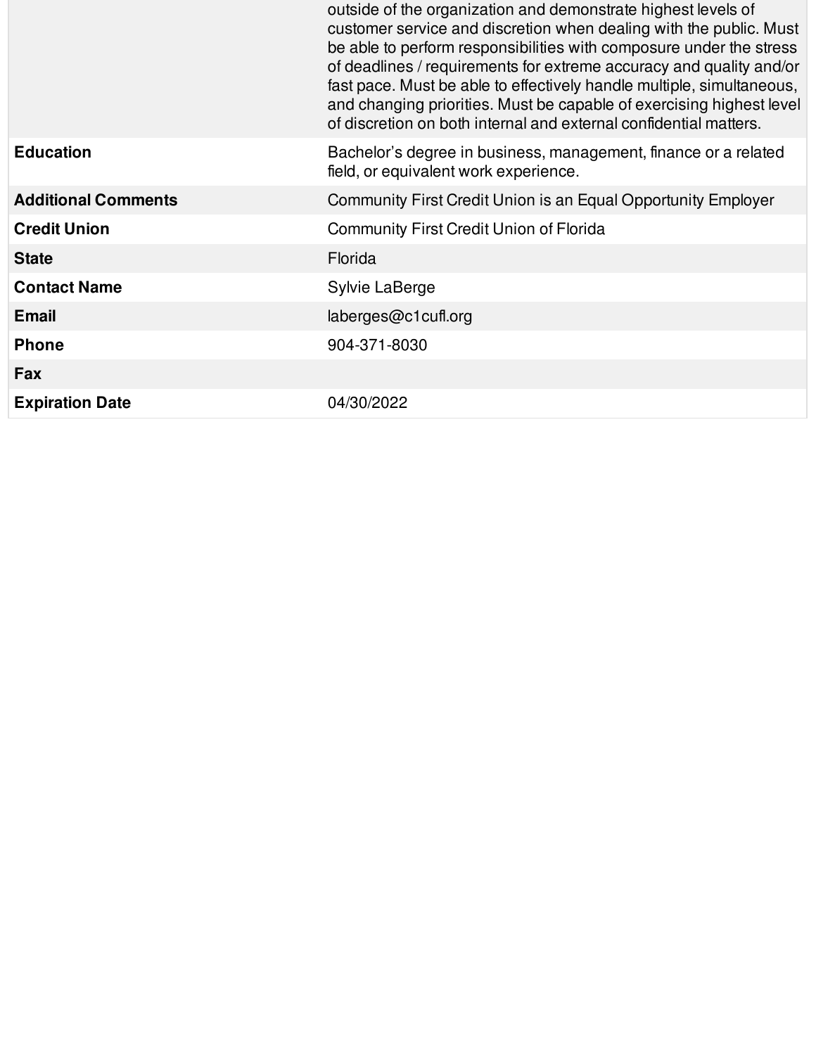| | |
|---|---|
| | outside of the organization and demonstrate highest levels of customer service and discretion when dealing with the public. Must be able to perform responsibilities with composure under the stress of deadlines / requirements for extreme accuracy and quality and/or fast pace. Must be able to effectively handle multiple, simultaneous, and changing priorities. Must be capable of exercising highest level of discretion on both internal and external confidential matters. |
| **Education** | Bachelor's degree in business, management, finance or a related field, or equivalent work experience. |
| **Additional Comments** | Community First Credit Union is an Equal Opportunity Employer |
| **Credit Union** | Community First Credit Union of Florida |
| **State** | Florida |
| **Contact Name** | Sylvie LaBerge |
| **Email** | laberges@c1cufl.org |
| **Phone** | 904-371-8030 |
| **Fax** | |
| **Expiration Date** | 04/30/2022 |